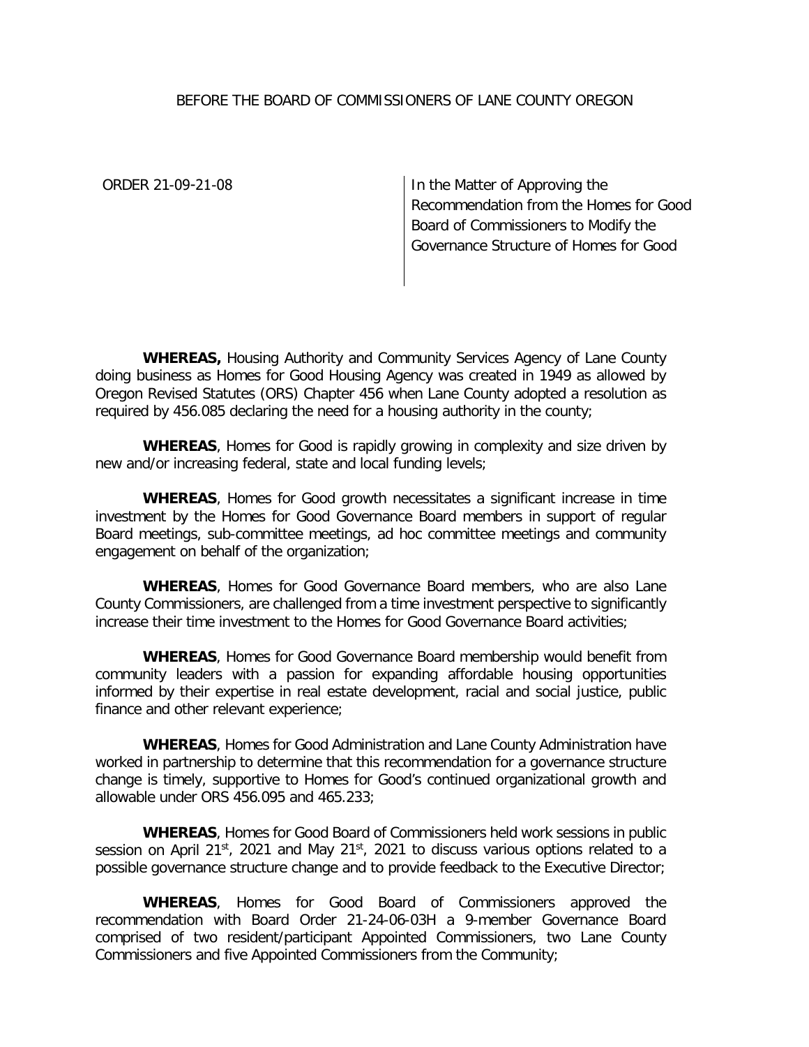BEFORE THE BOARD OF COMMISSIONERS OF LANE COUNTY OREGON

ORDER 21-09-21-08

In the Matter of Approving the Recommendation from the Homes for Good Board of Commissioners to Modify the Governance Structure of Homes for Good

**WHEREAS,** Housing Authority and Community Services Agency of Lane County doing business as Homes for Good Housing Agency was created in 1949 as allowed by Oregon Revised Statutes (ORS) Chapter 456 when Lane County adopted a resolution as required by 456.085 declaring the need for a housing authority in the county;

**WHEREAS**, Homes for Good is rapidly growing in complexity and size driven by new and/or increasing federal, state and local funding levels;

**WHEREAS**, Homes for Good growth necessitates a significant increase in time investment by the Homes for Good Governance Board members in support of regular Board meetings, sub-committee meetings, ad hoc committee meetings and community engagement on behalf of the organization;

**WHEREAS**, Homes for Good Governance Board members, who are also Lane County Commissioners, are challenged from a time investment perspective to significantly increase their time investment to the Homes for Good Governance Board activities;

**WHEREAS**, Homes for Good Governance Board membership would benefit from community leaders with a passion for expanding affordable housing opportunities informed by their expertise in real estate development, racial and social justice, public finance and other relevant experience;

**WHEREAS**, Homes for Good Administration and Lane County Administration have worked in partnership to determine that this recommendation for a governance structure change is timely, supportive to Homes for Good's continued organizational growth and allowable under ORS 456.095 and 465.233;

**WHEREAS**, Homes for Good Board of Commissioners held work sessions in public session on April 21st, 2021 and May 21st, 2021 to discuss various options related to a possible governance structure change and to provide feedback to the Executive Director;

**WHEREAS**, Homes for Good Board of Commissioners approved the recommendation with Board Order 21-24-06-03H a 9-member Governance Board comprised of two resident/participant Appointed Commissioners, two Lane County Commissioners and five Appointed Commissioners from the Community;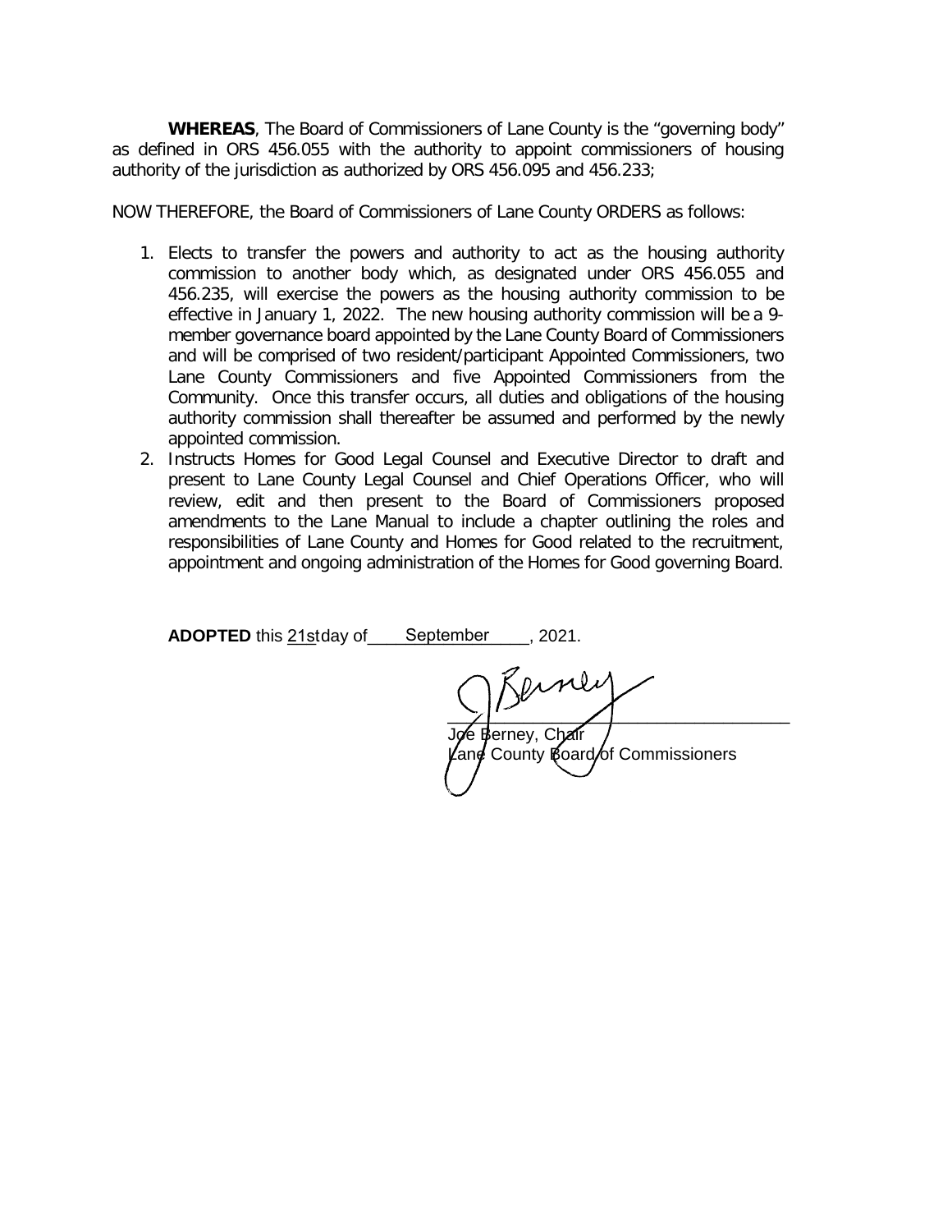**WHEREAS**, The Board of Commissioners of Lane County is the "governing body" as defined in ORS 456.055 with the authority to appoint commissioners of housing authority of the jurisdiction as authorized by ORS 456.095 and 456.233;

NOW THEREFORE, the Board of Commissioners of Lane County ORDERS as follows:

1. Elects to transfer the powers and authority to act as the housing authority commission to another body which, as designated under ORS 456.055 and 456.235, will exercise the powers as the housing authority commission to be effective in January 1, 2022. The new housing authority commission will be a 9-member governance board appointed by the Lane County Board of Commissioners and will be comprised of two resident/participant Appointed Commissioners, two Lane County Commissioners and five Appointed Commissioners from the Community. Once this transfer occurs, all duties and obligations of the housing authority commission shall thereafter be assumed and performed by the newly appointed commission.
2. Instructs Homes for Good Legal Counsel and Executive Director to draft and present to Lane County Legal Counsel and Chief Operations Officer, who will review, edit and then present to the Board of Commissioners proposed amendments to the Lane Manual to include a chapter outlining the roles and responsibilities of Lane County and Homes for Good related to the recruitment, appointment and ongoing administration of the Homes for Good governing Board.

**ADOPTED** this 21st day of September, 2021.

Joe Berney, Chair
Lane County Board of Commissioners